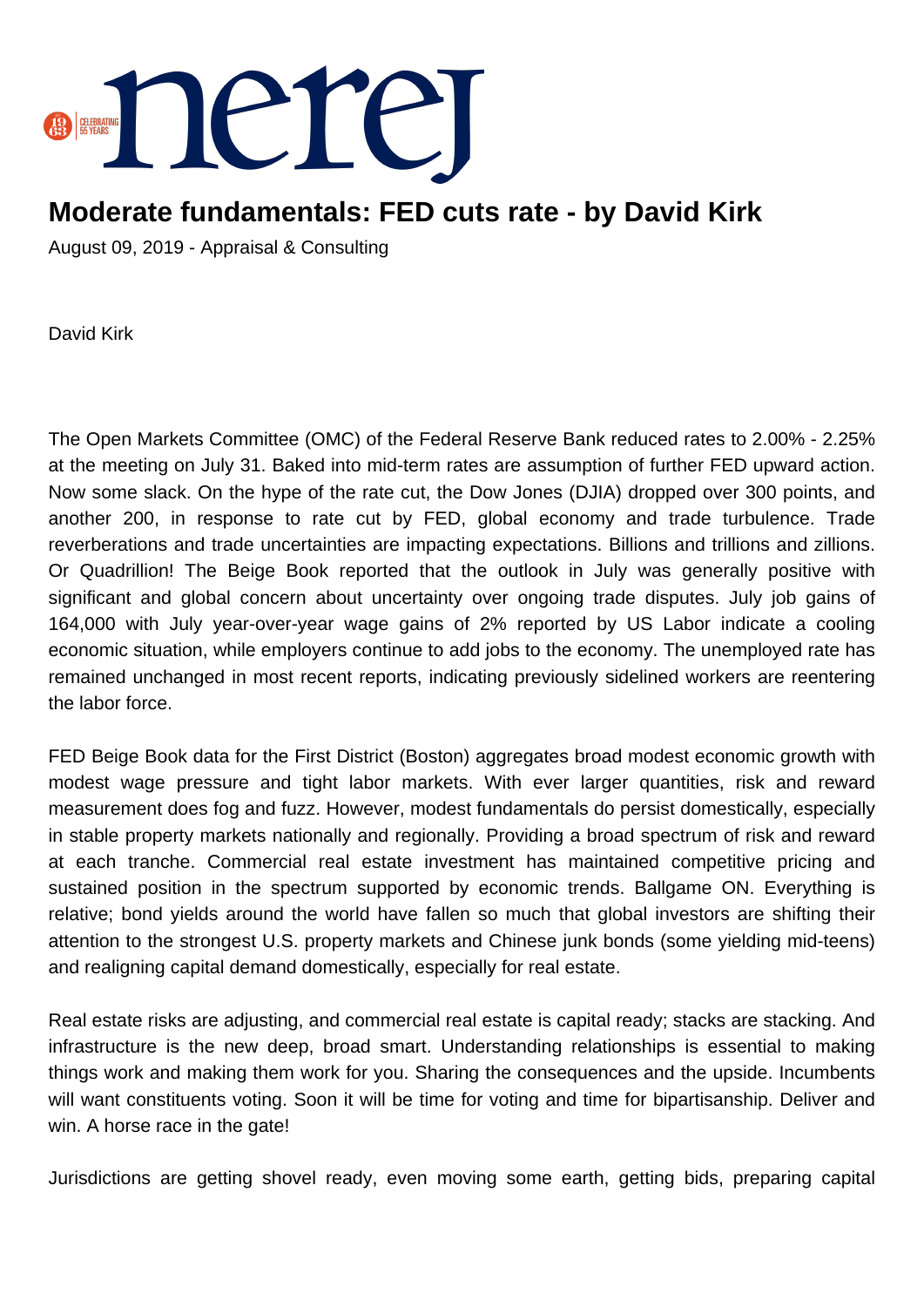# Moderate fundamentals: FED cuts rate - by David Kirk

August 09, 2019 - Appraisal & Consulting

David Kirk

The Open Markets Committee (OMC) of the Federal Reserve Bank reduced rates to 2.00% - 2.25% at the meeting on July 31. Baked into mid-term rates are assumption of further FED upward action. Now some slack. On the hype of the rate cut, the Dow Jones (DJIA) dropped over 300 points, and another 200, in response to rate cut by FED, global economy and trade turbulence. Trade reverberations and trade uncertainties are impacting expectations. Billions and trillions and zillions. Or Quadrillion! The Beige Book reported that the outlook in July was generally positive with significant and global concern about uncertainty over ongoing trade disputes. July job gains of 164,000 with July year-over-year wage gains of 2% reported by US Labor indicate a cooling economic situation, while employers continue to add jobs to the economy. The unemployed rate has remained unchanged in most recent reports, indicating previously sidelined workers are reentering the labor force.

FED Beige Book data for the First District (Boston) aggregates broad modest economic growth with modest wage pressure and tight labor markets. With ever larger quantities, risk and reward measurement does fog and fuzz. However, modest fundamentals do persist domestically, especially in stable property markets nationally and regionally. Providing a broad spectrum of risk and reward at each tranche. Commercial real estate investment has maintained competitive pricing and sustained position in the spectrum supported by economic trends. Ballgame ON. Everything is relative; bond yields around the world have fallen so much that global investors are shifting their attention to the strongest U.S. property markets and Chinese junk bonds (some yielding mid-teens) and realigning capital demand domestically, especially for real estate.

Real estate risks are adjusting, and commercial real estate is capital ready; stacks are stacking. And infrastructure is the new deep, broad smart. Understanding relationships is essential to making things work and making them work for you. Sharing the consequences and the upside. Incumbents will want constituents voting. Soon it will be time for voting and time for bipartisanship. Deliver and win. A horse race in the gate!

Jurisdictions are getting shovel ready, even moving some earth, getting bids, preparing capital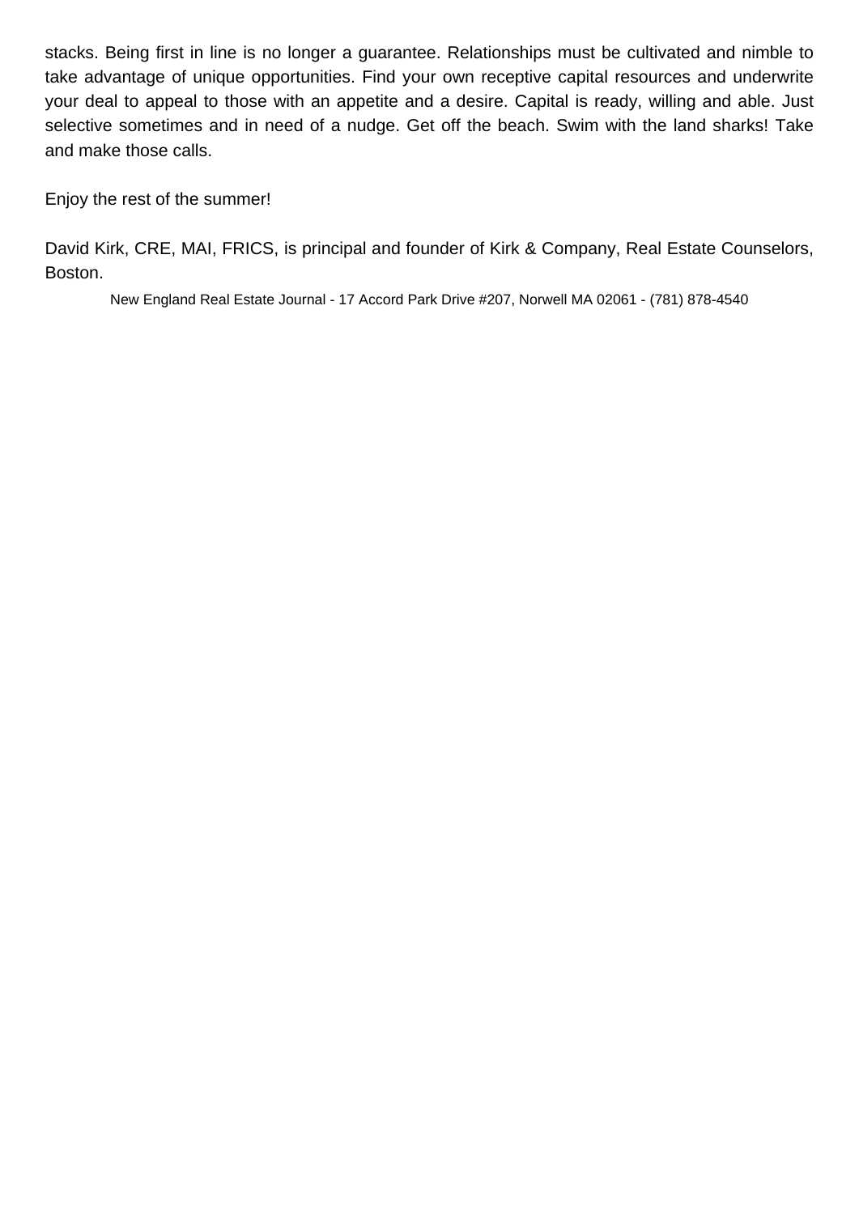stacks. Being first in line is no longer a guarantee. Relationships must be cultivated and nimble to take advantage of unique opportunities. Find your own receptive capital resources and underwrite your deal to appeal to those with an appetite and a desire. Capital is ready, willing and able. Just selective sometimes and in need of a nudge. Get off the beach. Swim with the land sharks! Take and make those calls.

Enjoy the rest of the summer!

David Kirk, CRE, MAI, FRICS, is principal and founder of Kirk & Company, Real Estate Counselors, Boston.